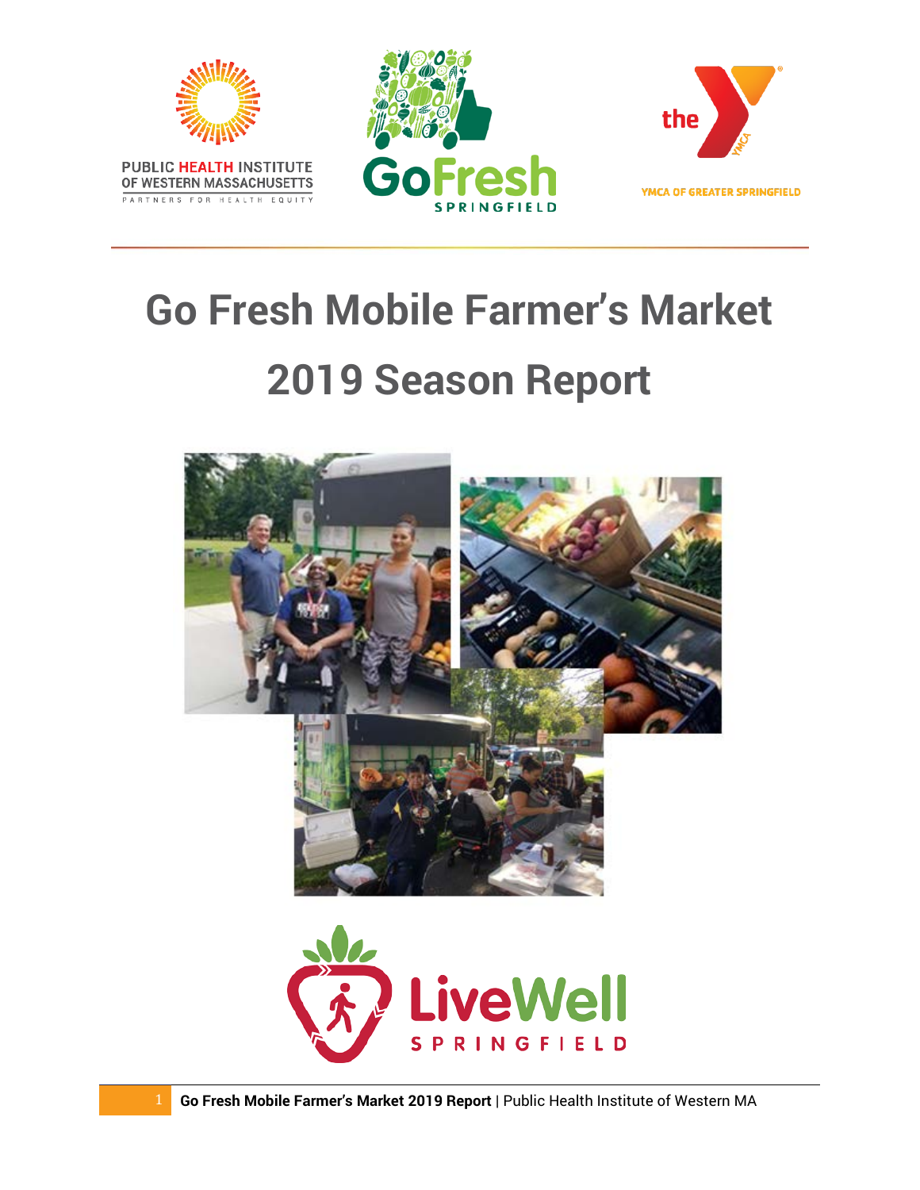PUBLIC HEALTH INSTITUTE OF WESTERN MASSACHUSETTS

PARTNERS FOR HEALTH EQUITY

GoFresh SPRINGFIELD

YMCA OF GREATER SPRINGFIELD

# Go Fresh Mobile Farmer's Market 2019 Season Report

LiveWell SPRINGFIELD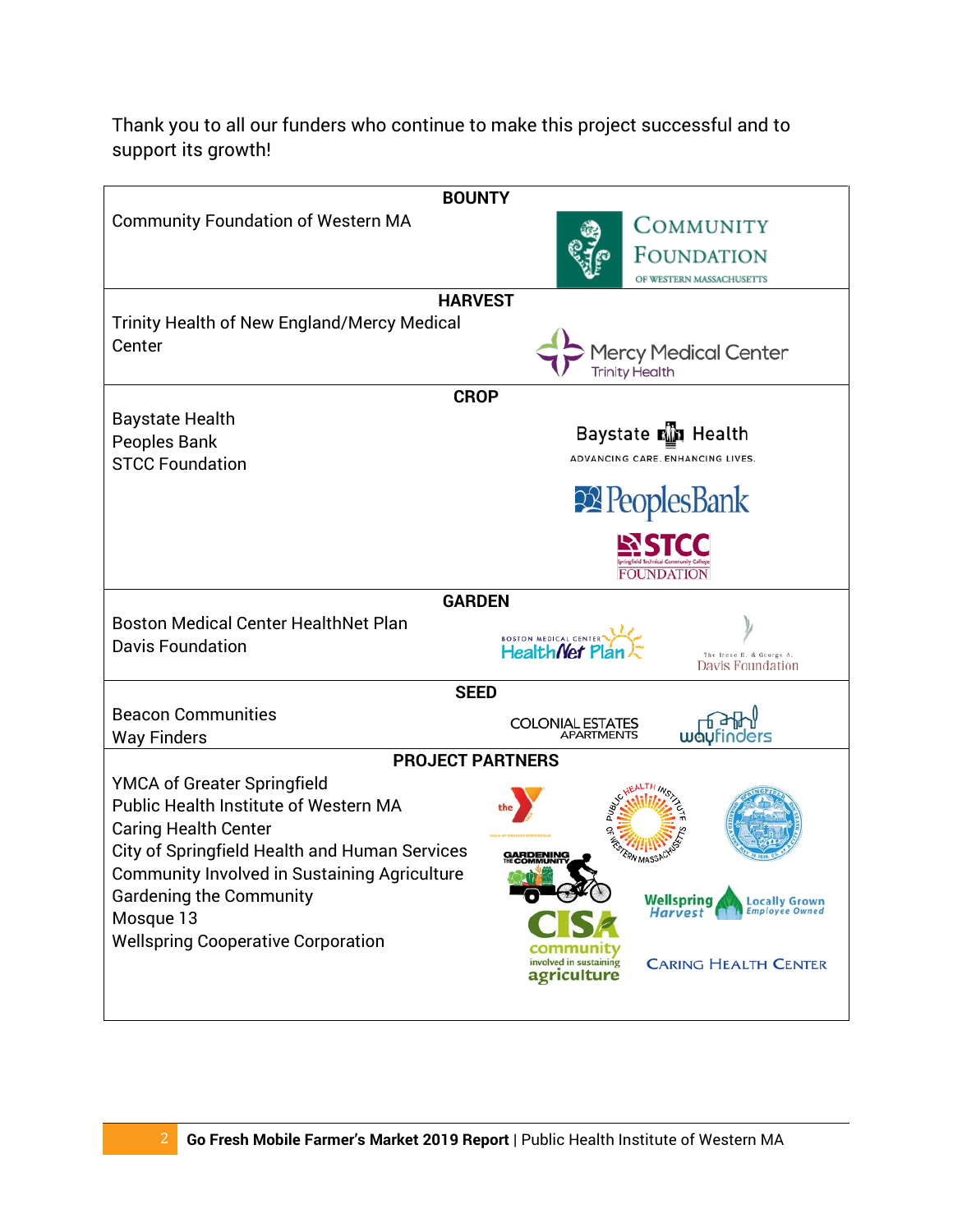Thank you to all our funders who continue to make this project successful and to support its growth!

**BOUNTY**

Community Foundation of Western MA

**HARVEST**

Trinity Health of New England/Mercy Medical Center

**CROP**

Baystate Health
Peoples Bank
STCC Foundation

**GARDEN**

Boston Medical Center HealthNet Plan
Davis Foundation

**SEED**

Beacon Communities
Way Finders

**PROJECT PARTNERS**

YMCA of Greater Springfield
Public Health Institute of Western MA
Caring Health Center
City of Springfield Health and Human Services
Community Involved in Sustaining Agriculture
Gardening the Community
Mosque 13
Wellspring Cooperative Corporation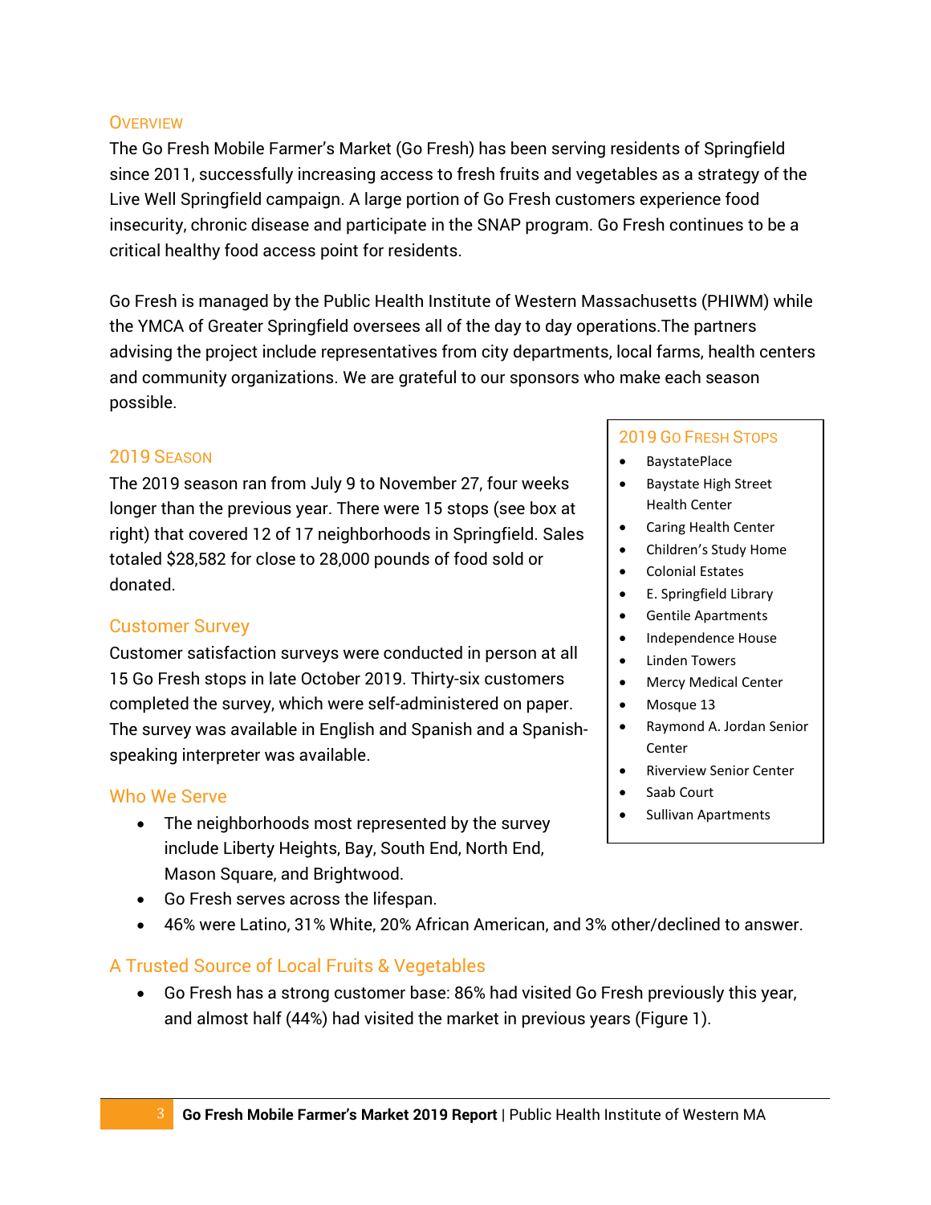## Overview

The Go Fresh Mobile Farmer's Market (Go Fresh) has been serving residents of Springfield since 2011, successfully increasing access to fresh fruits and vegetables as a strategy of the Live Well Springfield campaign. A large portion of Go Fresh customers experience food insecurity, chronic disease and participate in the SNAP program. Go Fresh continues to be a critical healthy food access point for residents.

Go Fresh is managed by the Public Health Institute of Western Massachusetts (PHIWM) while the YMCA of Greater Springfield oversees all of the day to day operations.The partners advising the project include representatives from city departments, local farms, health centers and community organizations. We are grateful to our sponsors who make each season possible.

## 2019 Season

The 2019 season ran from July 9 to November 27, four weeks longer than the previous year. There were 15 stops (see box at right) that covered 12 of 17 neighborhoods in Springfield. Sales totaled $28,582 for close to 28,000 pounds of food sold or donated.

### 2019 Go Fresh Stops

- BaystatePlace
- Baystate High Street Health Center
- Caring Health Center
- Children's Study Home
- Colonial Estates
- E. Springfield Library
- Gentile Apartments
- Independence House
- Linden Towers
- Mercy Medical Center
- Mosque 13
- Raymond A. Jordan Senior Center
- Riverview Senior Center
- Saab Court
- Sullivan Apartments

## Customer Survey

Customer satisfaction surveys were conducted in person at all 15 Go Fresh stops in late October 2019. Thirty-six customers completed the survey, which were self-administered on paper. The survey was available in English and Spanish and a Spanish-speaking interpreter was available.

## Who We Serve

- The neighborhoods most represented by the survey include Liberty Heights, Bay, South End, North End, Mason Square, and Brightwood.
- Go Fresh serves across the lifespan.
- 46% were Latino, 31% White, 20% African American, and 3% other/declined to answer.

## A Trusted Source of Local Fruits & Vegetables

- Go Fresh has a strong customer base: 86% had visited Go Fresh previously this year, and almost half (44%) had visited the market in previous years (Figure 1).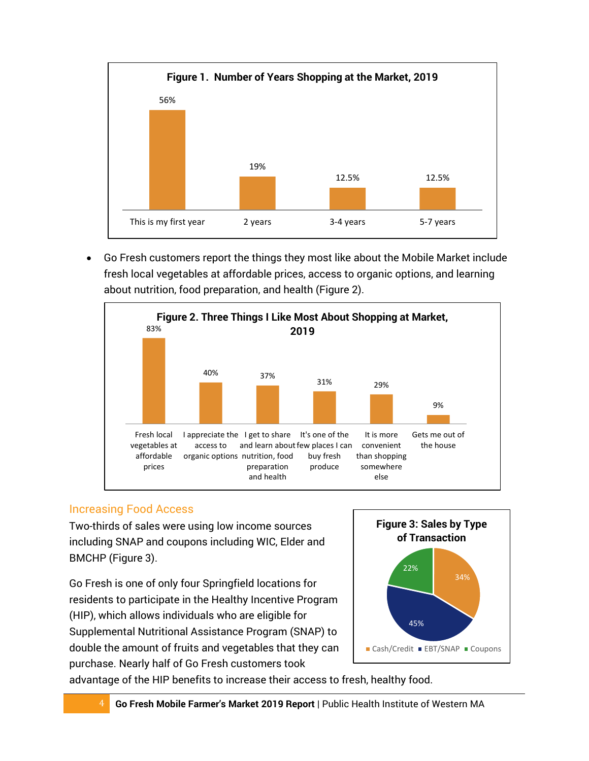**Figure 1. Number of Years Shopping at the Market, 2019**

| This is my first year | 2 years | 3-4 years | 5-7 years |
|---|---|---|---|
| 56% | 19% | 12.5% | 12.5% |

- Go Fresh customers report the things they most like about the Mobile Market include fresh local vegetables at affordable prices, access to organic options, and learning about nutrition, food preparation, and health (Figure 2).

**Figure 2. Three Things I Like Most About Shopping at Market, 2019**

| Fresh local vegetables at affordable prices | I appreciate the access to organic options | I get to share and learn about nutrition, food preparation and health | It's one of the few places I can buy fresh produce | It is more convenient than shopping somewhere else | Gets me out of the house |
|---|---|---|---|---|---|
| 83% | 40% | 37% | 31% | 29% | 9% |

## Increasing Food Access

Two-thirds of sales were using low income sources including SNAP and coupons including WIC, Elder and BMCHP (Figure 3).

**Figure 3: Sales by Type of Transaction**

| Cash/Credit | EBT/SNAP | Coupons |
|---|---|---|
| 34% | 45% | 22% |

Go Fresh is one of only four Springfield locations for residents to participate in the Healthy Incentive Program (HIP), which allows individuals who are eligible for Supplemental Nutritional Assistance Program (SNAP) to double the amount of fruits and vegetables that they can purchase. Nearly half of Go Fresh customers took advantage of the HIP benefits to increase their access to fresh, healthy food.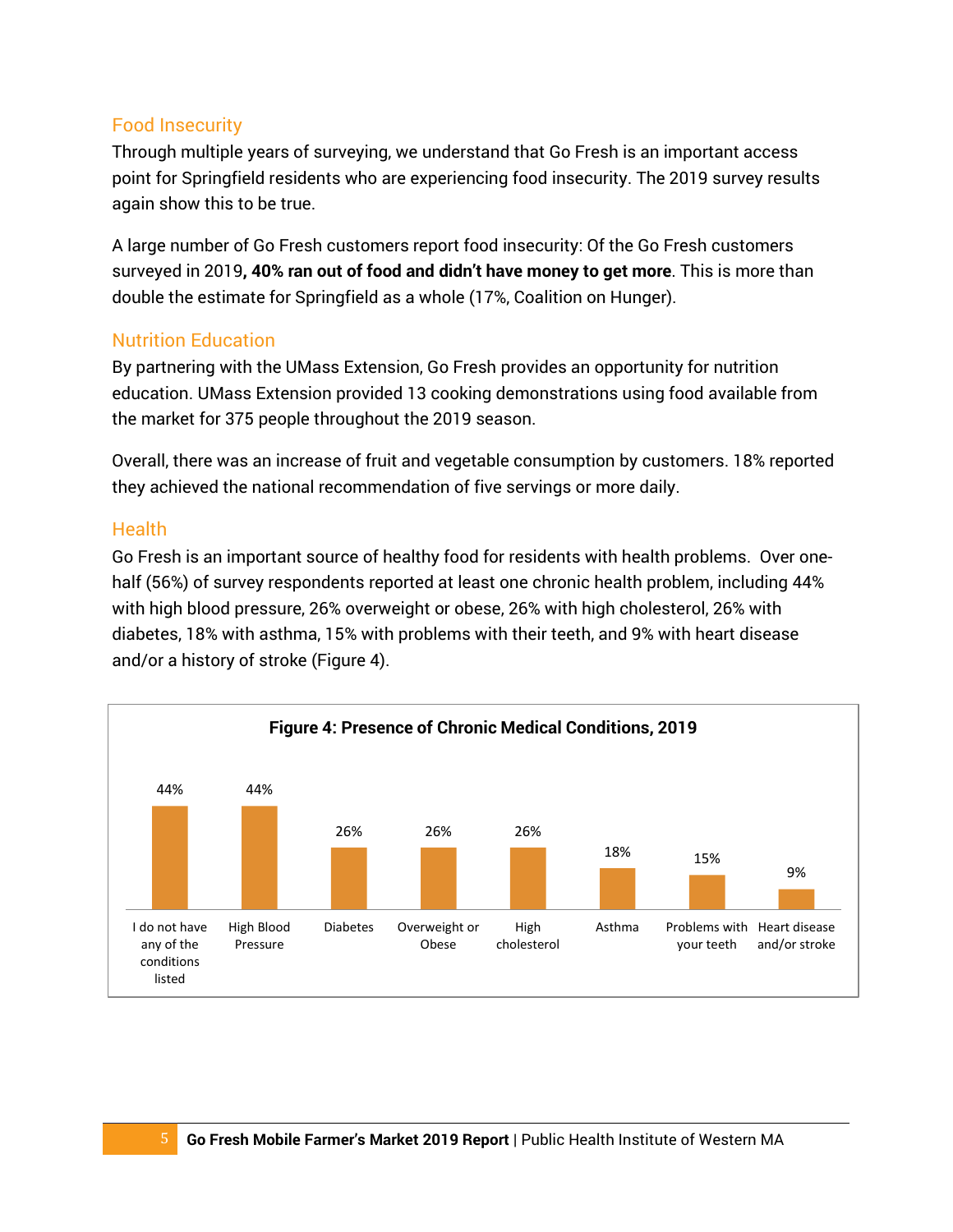## Food Insecurity

Through multiple years of surveying, we understand that Go Fresh is an important access point for Springfield residents who are experiencing food insecurity. The 2019 survey results again show this to be true.

A large number of Go Fresh customers report food insecurity: Of the Go Fresh customers surveyed in 2019**, 40% ran out of food and didn't have money to get more**. This is more than double the estimate for Springfield as a whole (17%, Coalition on Hunger).

## Nutrition Education

By partnering with the UMass Extension, Go Fresh provides an opportunity for nutrition education. UMass Extension provided 13 cooking demonstrations using food available from the market for 375 people throughout the 2019 season.

Overall, there was an increase of fruit and vegetable consumption by customers. 18% reported they achieved the national recommendation of five servings or more daily.

## Health

Go Fresh is an important source of healthy food for residents with health problems. Over one-half (56%) of survey respondents reported at least one chronic health problem, including 44% with high blood pressure, 26% overweight or obese, 26% with high cholesterol, 26% with diabetes, 18% with asthma, 15% with problems with their teeth, and 9% with heart disease and/or a history of stroke (Figure 4).

**Figure 4: Presence of Chronic Medical Conditions, 2019**

| Condition | Percent |
|---|---|
| I do not have any of the conditions listed | 44% |
| High Blood Pressure | 44% |
| Diabetes | 26% |
| Overweight or Obese | 26% |
| High cholesterol | 26% |
| Asthma | 18% |
| Problems with your teeth | 15% |
| Heart disease and/or stroke | 9% |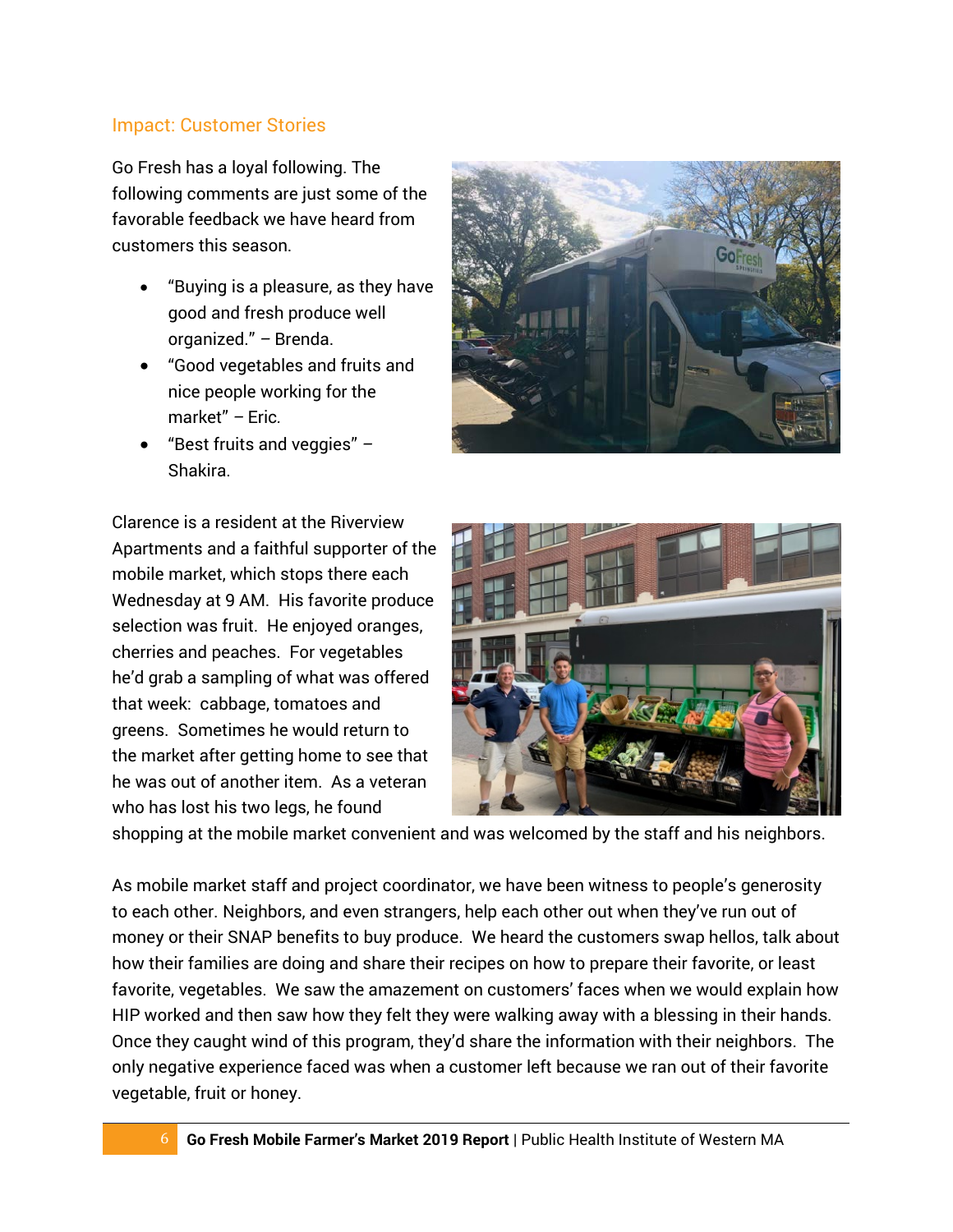## Impact: Customer Stories

Go Fresh has a loyal following. The following comments are just some of the favorable feedback we have heard from customers this season.

- “Buying is a pleasure, as they have good and fresh produce well organized.” – Brenda.
- “Good vegetables and fruits and nice people working for the market” – Eric.
- “Best fruits and veggies” – Shakira.

Clarence is a resident at the Riverview Apartments and a faithful supporter of the mobile market, which stops there each Wednesday at 9 AM. His favorite produce selection was fruit. He enjoyed oranges, cherries and peaches. For vegetables he’d grab a sampling of what was offered that week: cabbage, tomatoes and greens. Sometimes he would return to the market after getting home to see that he was out of another item. As a veteran who has lost his two legs, he found shopping at the mobile market convenient and was welcomed by the staff and his neighbors.

As mobile market staff and project coordinator, we have been witness to people’s generosity to each other. Neighbors, and even strangers, help each other out when they’ve run out of money or their SNAP benefits to buy produce. We heard the customers swap hellos, talk about how their families are doing and share their recipes on how to prepare their favorite, or least favorite, vegetables. We saw the amazement on customers’ faces when we would explain how HIP worked and then saw how they felt they were walking away with a blessing in their hands. Once they caught wind of this program, they’d share the information with their neighbors. The only negative experience faced was when a customer left because we ran out of their favorite vegetable, fruit or honey.